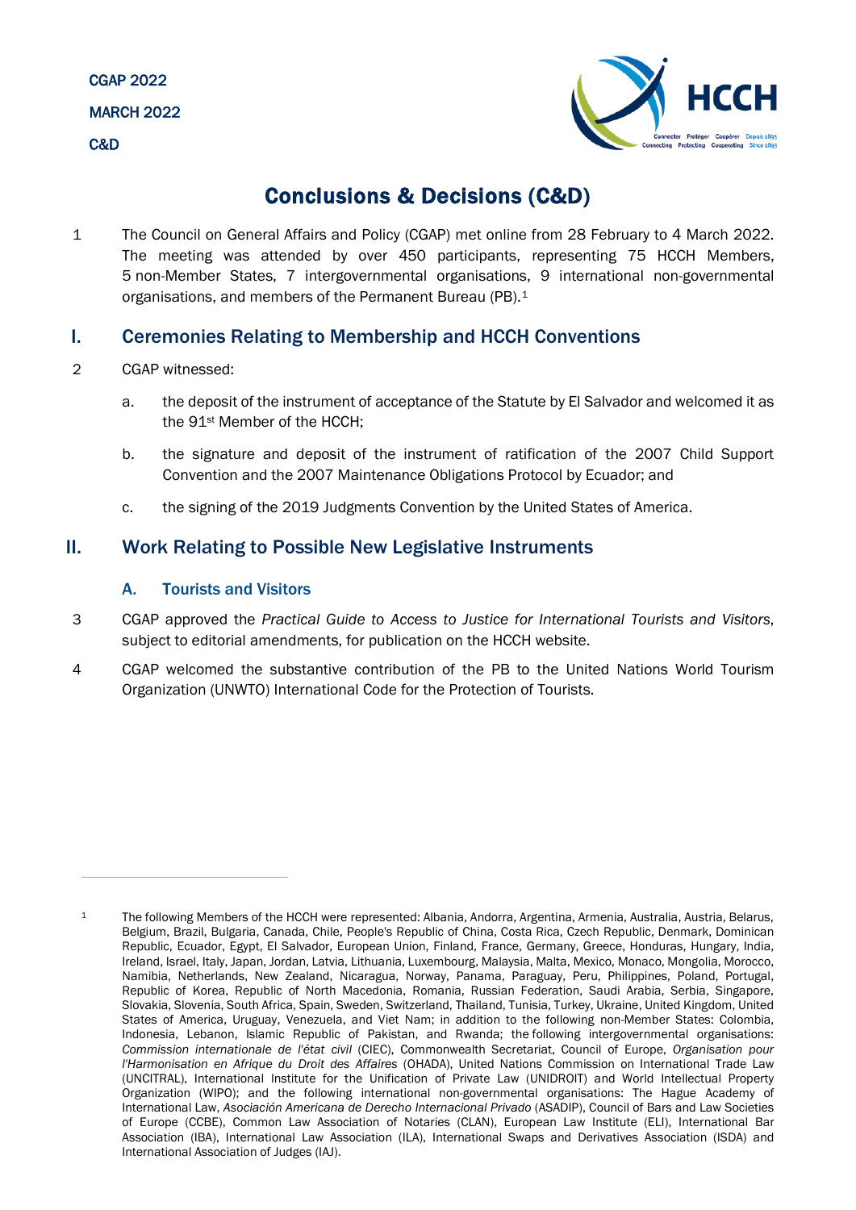CGAP 2022

MARCH 2022

C&D

# Conclusions & Decisions (C&D)

1 The Council on General Affairs and Policy (CGAP) met online from 28 February to 4 March 2022. The meeting was attended by over 450 participants, representing 75 HCCH Members, 5 non-Member States, 7 intergovernmental organisations, 9 international non-governmental organisations, and members of the Permanent Bureau (PB).[1]

## I. Ceremonies Relating to Membership and HCCH Conventions

2 CGAP witnessed:

a. the deposit of the instrument of acceptance of the Statute by El Salvador and welcomed it as the 91st Member of the HCCH;

b. the signature and deposit of the instrument of ratification of the 2007 Child Support Convention and the 2007 Maintenance Obligations Protocol by Ecuador; and

c. the signing of the 2019 Judgments Convention by the United States of America.

## II. Work Relating to Possible New Legislative Instruments

### A. Tourists and Visitors

3 CGAP approved the *Practical Guide to Access to Justice for International Tourists and Visitors*, subject to editorial amendments, for publication on the HCCH website.

4 CGAP welcomed the substantive contribution of the PB to the United Nations World Tourism Organization (UNWTO) International Code for the Protection of Tourists.

---

[1] The following Members of the HCCH were represented: Albania, Andorra, Argentina, Armenia, Australia, Austria, Belarus, Belgium, Brazil, Bulgaria, Canada, Chile, People's Republic of China, Costa Rica, Czech Republic, Denmark, Dominican Republic, Ecuador, Egypt, El Salvador, European Union, Finland, France, Germany, Greece, Honduras, Hungary, India, Ireland, Israel, Italy, Japan, Jordan, Latvia, Lithuania, Luxembourg, Malaysia, Malta, Mexico, Monaco, Mongolia, Morocco, Namibia, Netherlands, New Zealand, Nicaragua, Norway, Panama, Paraguay, Peru, Philippines, Poland, Portugal, Republic of Korea, Republic of North Macedonia, Romania, Russian Federation, Saudi Arabia, Serbia, Singapore, Slovakia, Slovenia, South Africa, Spain, Sweden, Switzerland, Thailand, Tunisia, Turkey, Ukraine, United Kingdom, United States of America, Uruguay, Venezuela, and Viet Nam; in addition to the following non-Member States: Colombia, Indonesia, Lebanon, Islamic Republic of Pakistan, and Rwanda; the following intergovernmental organisations: *Commission internationale de l'état civil* (CIEC), Commonwealth Secretariat, Council of Europe, *Organisation pour l'Harmonisation en Afrique du Droit des Affaires* (OHADA), United Nations Commission on International Trade Law (UNCITRAL), International Institute for the Unification of Private Law (UNIDROIT) and World Intellectual Property Organization (WIPO); and the following international non-governmental organisations: The Hague Academy of International Law, *Asociación Americana de Derecho Internacional Privado* (ASADIP), Council of Bars and Law Societies of Europe (CCBE), Common Law Association of Notaries (CLAN), European Law Institute (ELI), International Bar Association (IBA), International Law Association (ILA), International Swaps and Derivatives Association (ISDA) and International Association of Judges (IAJ).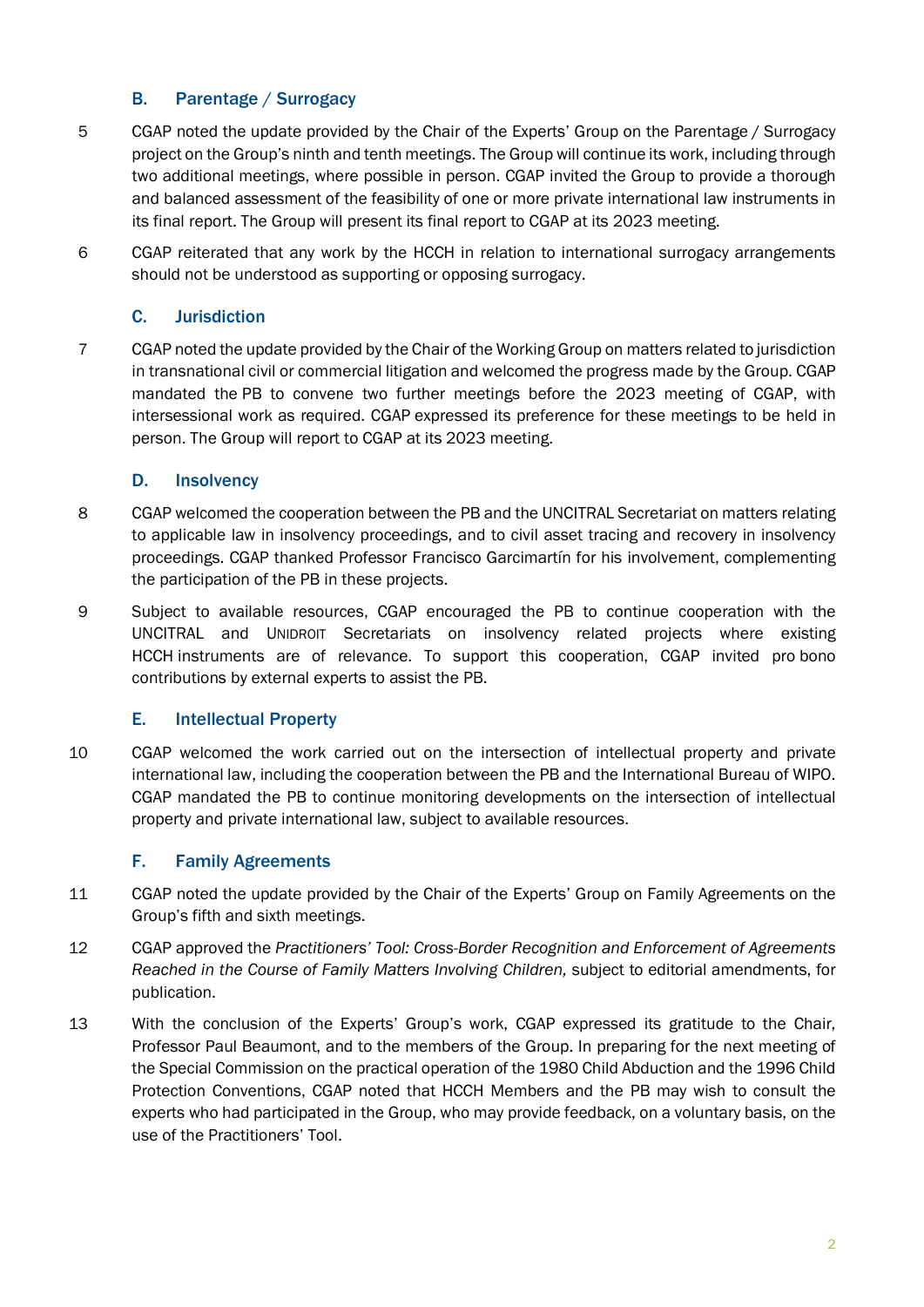## B. Parentage / Surrogacy

5 CGAP noted the update provided by the Chair of the Experts' Group on the Parentage / Surrogacy project on the Group's ninth and tenth meetings. The Group will continue its work, including through two additional meetings, where possible in person. CGAP invited the Group to provide a thorough and balanced assessment of the feasibility of one or more private international law instruments in its final report. The Group will present its final report to CGAP at its 2023 meeting.

6 CGAP reiterated that any work by the HCCH in relation to international surrogacy arrangements should not be understood as supporting or opposing surrogacy.

## C. Jurisdiction

7 CGAP noted the update provided by the Chair of the Working Group on matters related to jurisdiction in transnational civil or commercial litigation and welcomed the progress made by the Group. CGAP mandated the PB to convene two further meetings before the 2023 meeting of CGAP, with intersessional work as required. CGAP expressed its preference for these meetings to be held in person. The Group will report to CGAP at its 2023 meeting.

## D. Insolvency

8 CGAP welcomed the cooperation between the PB and the UNCITRAL Secretariat on matters relating to applicable law in insolvency proceedings, and to civil asset tracing and recovery in insolvency proceedings. CGAP thanked Professor Francisco Garcimartín for his involvement, complementing the participation of the PB in these projects.

9 Subject to available resources, CGAP encouraged the PB to continue cooperation with the UNCITRAL and UNIDROIT Secretariats on insolvency related projects where existing HCCH instruments are of relevance. To support this cooperation, CGAP invited pro bono contributions by external experts to assist the PB.

## E. Intellectual Property

10 CGAP welcomed the work carried out on the intersection of intellectual property and private international law, including the cooperation between the PB and the International Bureau of WIPO. CGAP mandated the PB to continue monitoring developments on the intersection of intellectual property and private international law, subject to available resources.

## F. Family Agreements

11 CGAP noted the update provided by the Chair of the Experts' Group on Family Agreements on the Group's fifth and sixth meetings.

12 CGAP approved the *Practitioners' Tool: Cross-Border Recognition and Enforcement of Agreements Reached in the Course of Family Matters Involving Children,* subject to editorial amendments, for publication.

13 With the conclusion of the Experts' Group's work, CGAP expressed its gratitude to the Chair, Professor Paul Beaumont, and to the members of the Group. In preparing for the next meeting of the Special Commission on the practical operation of the 1980 Child Abduction and the 1996 Child Protection Conventions, CGAP noted that HCCH Members and the PB may wish to consult the experts who had participated in the Group, who may provide feedback, on a voluntary basis, on the use of the Practitioners' Tool.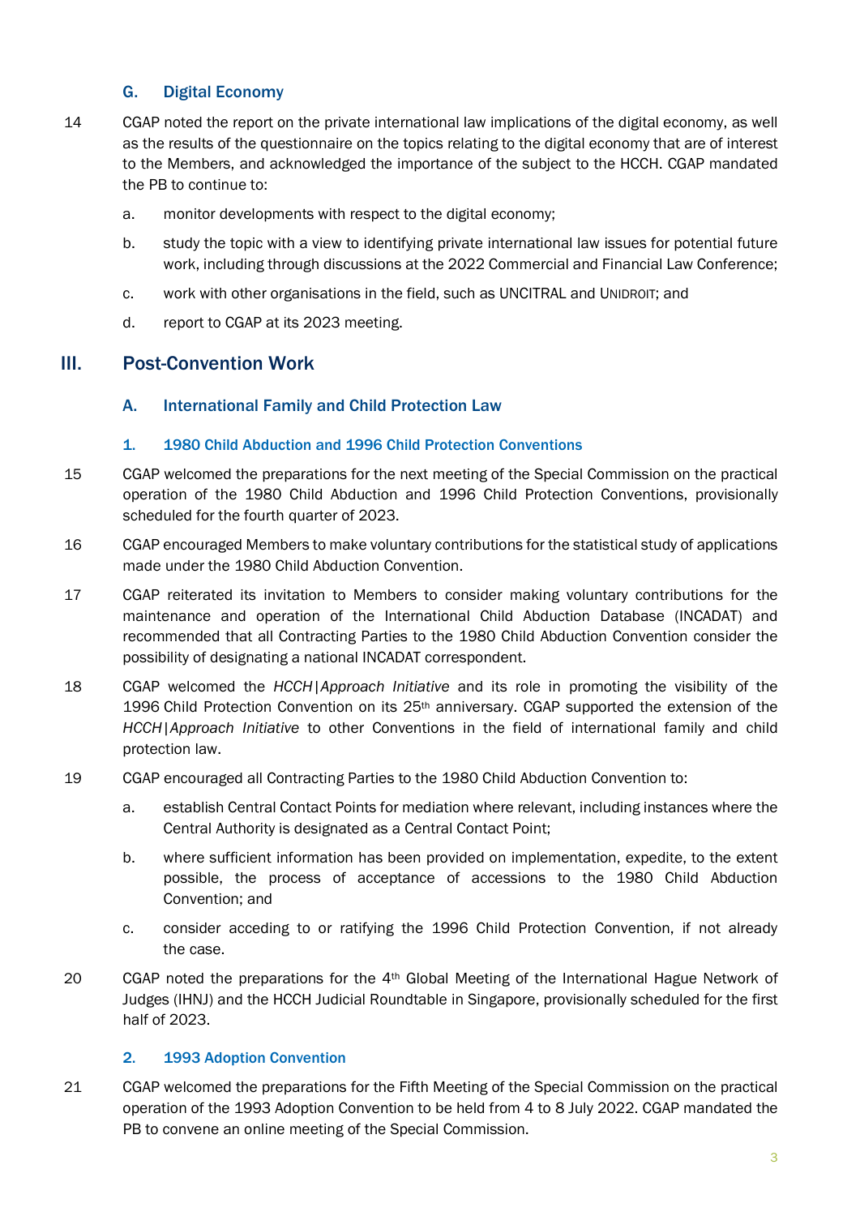### G. Digital Economy

14 CGAP noted the report on the private international law implications of the digital economy, as well as the results of the questionnaire on the topics relating to the digital economy that are of interest to the Members, and acknowledged the importance of the subject to the HCCH. CGAP mandated the PB to continue to:

a. monitor developments with respect to the digital economy;

b. study the topic with a view to identifying private international law issues for potential future work, including through discussions at the 2022 Commercial and Financial Law Conference;

c. work with other organisations in the field, such as UNCITRAL and UNIDROIT; and

d. report to CGAP at its 2023 meeting.

## III. Post-Convention Work

### A. International Family and Child Protection Law

#### 1. 1980 Child Abduction and 1996 Child Protection Conventions

15 CGAP welcomed the preparations for the next meeting of the Special Commission on the practical operation of the 1980 Child Abduction and 1996 Child Protection Conventions, provisionally scheduled for the fourth quarter of 2023.

16 CGAP encouraged Members to make voluntary contributions for the statistical study of applications made under the 1980 Child Abduction Convention.

17 CGAP reiterated its invitation to Members to consider making voluntary contributions for the maintenance and operation of the International Child Abduction Database (INCADAT) and recommended that all Contracting Parties to the 1980 Child Abduction Convention consider the possibility of designating a national INCADAT correspondent.

18 CGAP welcomed the *HCCH|Approach Initiative* and its role in promoting the visibility of the 1996 Child Protection Convention on its 25th anniversary. CGAP supported the extension of the *HCCH|Approach Initiative* to other Conventions in the field of international family and child protection law.

19 CGAP encouraged all Contracting Parties to the 1980 Child Abduction Convention to:

a. establish Central Contact Points for mediation where relevant, including instances where the Central Authority is designated as a Central Contact Point;

b. where sufficient information has been provided on implementation, expedite, to the extent possible, the process of acceptance of accessions to the 1980 Child Abduction Convention; and

c. consider acceding to or ratifying the 1996 Child Protection Convention, if not already the case.

20 CGAP noted the preparations for the 4th Global Meeting of the International Hague Network of Judges (IHNJ) and the HCCH Judicial Roundtable in Singapore, provisionally scheduled for the first half of 2023.

#### 2. 1993 Adoption Convention

21 CGAP welcomed the preparations for the Fifth Meeting of the Special Commission on the practical operation of the 1993 Adoption Convention to be held from 4 to 8 July 2022. CGAP mandated the PB to convene an online meeting of the Special Commission.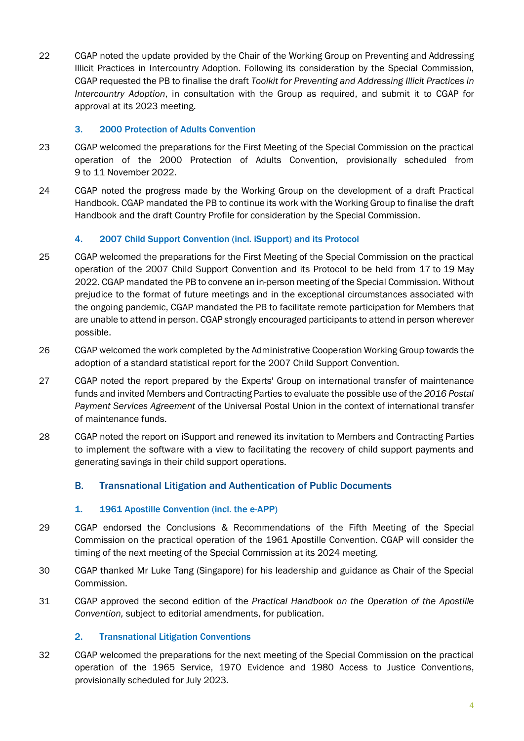22 CGAP noted the update provided by the Chair of the Working Group on Preventing and Addressing Illicit Practices in Intercountry Adoption. Following its consideration by the Special Commission, CGAP requested the PB to finalise the draft *Toolkit for Preventing and Addressing Illicit Practices in Intercountry Adoption*, in consultation with the Group as required, and submit it to CGAP for approval at its 2023 meeting.

### 3. 2000 Protection of Adults Convention

23 CGAP welcomed the preparations for the First Meeting of the Special Commission on the practical operation of the 2000 Protection of Adults Convention, provisionally scheduled from 9 to 11 November 2022.

24 CGAP noted the progress made by the Working Group on the development of a draft Practical Handbook. CGAP mandated the PB to continue its work with the Working Group to finalise the draft Handbook and the draft Country Profile for consideration by the Special Commission.

### 4. 2007 Child Support Convention (incl. iSupport) and its Protocol

25 CGAP welcomed the preparations for the First Meeting of the Special Commission on the practical operation of the 2007 Child Support Convention and its Protocol to be held from 17 to 19 May 2022. CGAP mandated the PB to convene an in-person meeting of the Special Commission. Without prejudice to the format of future meetings and in the exceptional circumstances associated with the ongoing pandemic, CGAP mandated the PB to facilitate remote participation for Members that are unable to attend in person. CGAP strongly encouraged participants to attend in person wherever possible.

26 CGAP welcomed the work completed by the Administrative Cooperation Working Group towards the adoption of a standard statistical report for the 2007 Child Support Convention.

27 CGAP noted the report prepared by the Experts' Group on international transfer of maintenance funds and invited Members and Contracting Parties to evaluate the possible use of the *2016 Postal Payment Services Agreement* of the Universal Postal Union in the context of international transfer of maintenance funds.

28 CGAP noted the report on iSupport and renewed its invitation to Members and Contracting Parties to implement the software with a view to facilitating the recovery of child support payments and generating savings in their child support operations.

## B. Transnational Litigation and Authentication of Public Documents

### 1. 1961 Apostille Convention (incl. the e-APP)

29 CGAP endorsed the Conclusions & Recommendations of the Fifth Meeting of the Special Commission on the practical operation of the 1961 Apostille Convention. CGAP will consider the timing of the next meeting of the Special Commission at its 2024 meeting.

30 CGAP thanked Mr Luke Tang (Singapore) for his leadership and guidance as Chair of the Special Commission.

31 CGAP approved the second edition of the *Practical Handbook on the Operation of the Apostille Convention,* subject to editorial amendments, for publication.

### 2. Transnational Litigation Conventions

32 CGAP welcomed the preparations for the next meeting of the Special Commission on the practical operation of the 1965 Service, 1970 Evidence and 1980 Access to Justice Conventions, provisionally scheduled for July 2023.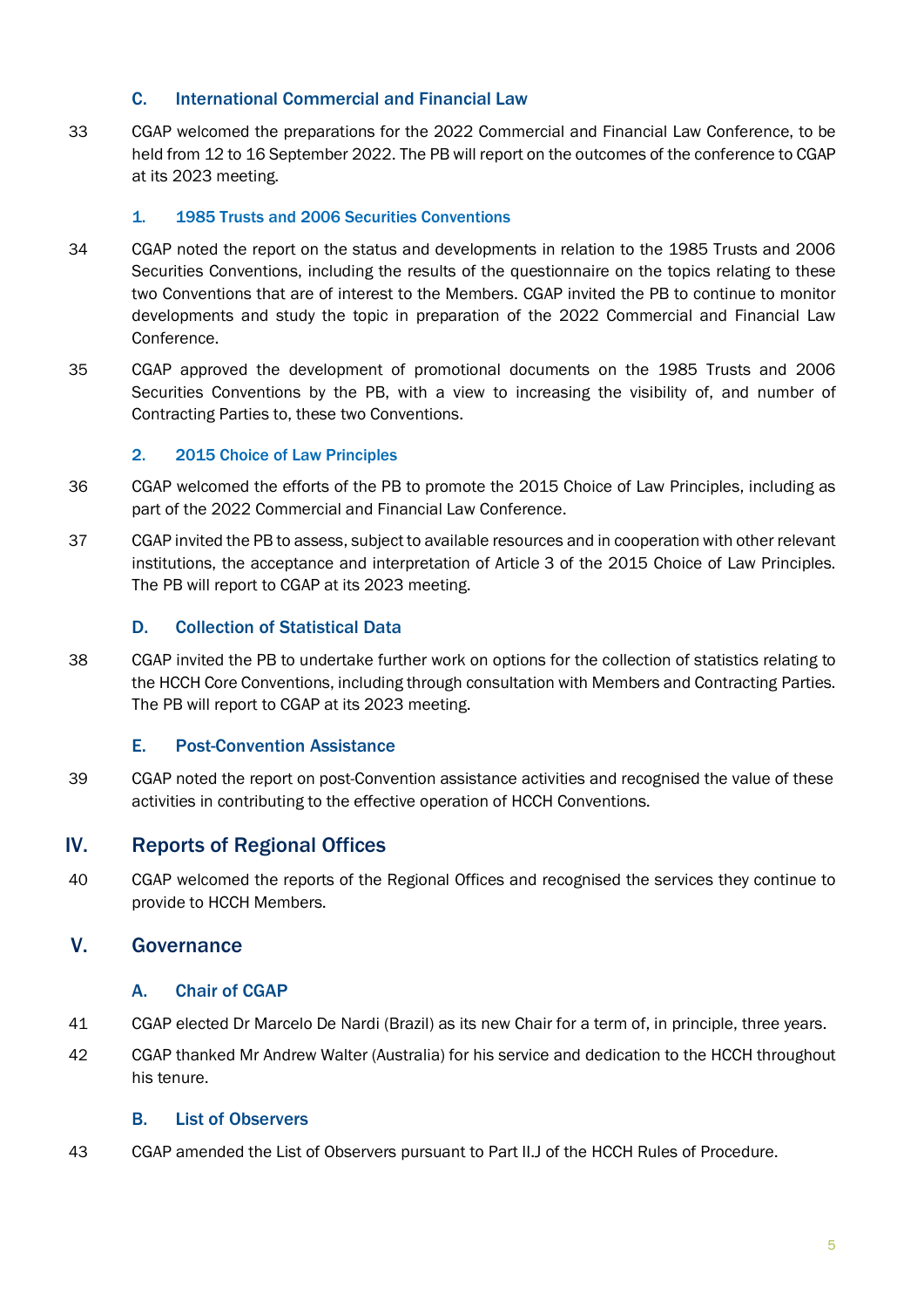### C. International Commercial and Financial Law

33 CGAP welcomed the preparations for the 2022 Commercial and Financial Law Conference, to be held from 12 to 16 September 2022. The PB will report on the outcomes of the conference to CGAP at its 2023 meeting.

#### 1. 1985 Trusts and 2006 Securities Conventions

34 CGAP noted the report on the status and developments in relation to the 1985 Trusts and 2006 Securities Conventions, including the results of the questionnaire on the topics relating to these two Conventions that are of interest to the Members. CGAP invited the PB to continue to monitor developments and study the topic in preparation of the 2022 Commercial and Financial Law Conference.

35 CGAP approved the development of promotional documents on the 1985 Trusts and 2006 Securities Conventions by the PB, with a view to increasing the visibility of, and number of Contracting Parties to, these two Conventions.

#### 2. 2015 Choice of Law Principles

36 CGAP welcomed the efforts of the PB to promote the 2015 Choice of Law Principles, including as part of the 2022 Commercial and Financial Law Conference.

37 CGAP invited the PB to assess, subject to available resources and in cooperation with other relevant institutions, the acceptance and interpretation of Article 3 of the 2015 Choice of Law Principles. The PB will report to CGAP at its 2023 meeting.

### D. Collection of Statistical Data

38 CGAP invited the PB to undertake further work on options for the collection of statistics relating to the HCCH Core Conventions, including through consultation with Members and Contracting Parties. The PB will report to CGAP at its 2023 meeting.

### E. Post-Convention Assistance

39 CGAP noted the report on post-Convention assistance activities and recognised the value of these activities in contributing to the effective operation of HCCH Conventions.

## IV. Reports of Regional Offices

40 CGAP welcomed the reports of the Regional Offices and recognised the services they continue to provide to HCCH Members.

## V. Governance

### A. Chair of CGAP

41 CGAP elected Dr Marcelo De Nardi (Brazil) as its new Chair for a term of, in principle, three years.

42 CGAP thanked Mr Andrew Walter (Australia) for his service and dedication to the HCCH throughout his tenure.

### B. List of Observers

43 CGAP amended the List of Observers pursuant to Part II.J of the HCCH Rules of Procedure.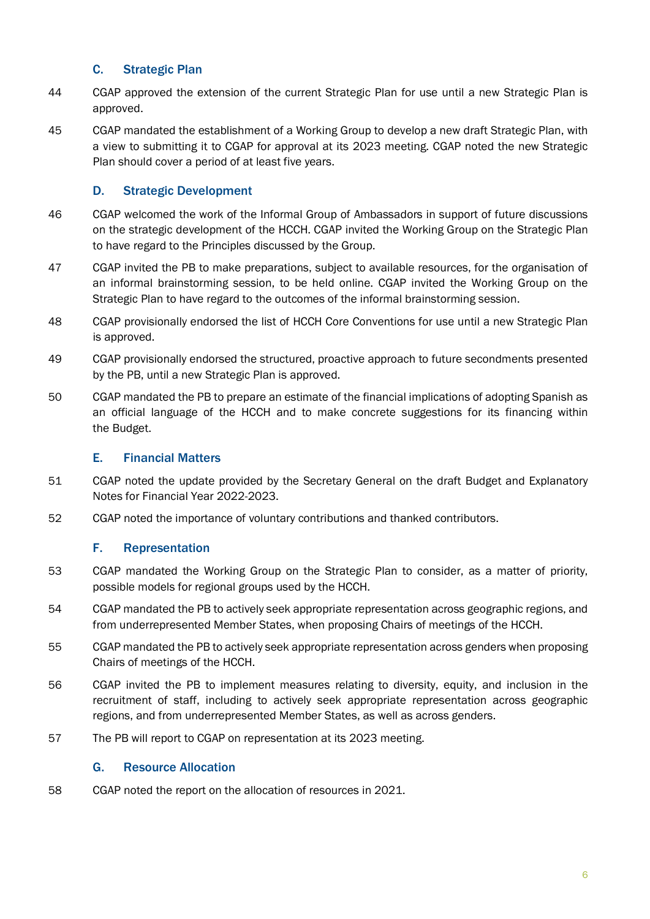## C. Strategic Plan

44 CGAP approved the extension of the current Strategic Plan for use until a new Strategic Plan is approved.

45 CGAP mandated the establishment of a Working Group to develop a new draft Strategic Plan, with a view to submitting it to CGAP for approval at its 2023 meeting. CGAP noted the new Strategic Plan should cover a period of at least five years.

## D. Strategic Development

46 CGAP welcomed the work of the Informal Group of Ambassadors in support of future discussions on the strategic development of the HCCH. CGAP invited the Working Group on the Strategic Plan to have regard to the Principles discussed by the Group.

47 CGAP invited the PB to make preparations, subject to available resources, for the organisation of an informal brainstorming session, to be held online. CGAP invited the Working Group on the Strategic Plan to have regard to the outcomes of the informal brainstorming session.

48 CGAP provisionally endorsed the list of HCCH Core Conventions for use until a new Strategic Plan is approved.

49 CGAP provisionally endorsed the structured, proactive approach to future secondments presented by the PB, until a new Strategic Plan is approved.

50 CGAP mandated the PB to prepare an estimate of the financial implications of adopting Spanish as an official language of the HCCH and to make concrete suggestions for its financing within the Budget.

## E. Financial Matters

51 CGAP noted the update provided by the Secretary General on the draft Budget and Explanatory Notes for Financial Year 2022-2023.

52 CGAP noted the importance of voluntary contributions and thanked contributors.

## F. Representation

53 CGAP mandated the Working Group on the Strategic Plan to consider, as a matter of priority, possible models for regional groups used by the HCCH.

54 CGAP mandated the PB to actively seek appropriate representation across geographic regions, and from underrepresented Member States, when proposing Chairs of meetings of the HCCH.

55 CGAP mandated the PB to actively seek appropriate representation across genders when proposing Chairs of meetings of the HCCH.

56 CGAP invited the PB to implement measures relating to diversity, equity, and inclusion in the recruitment of staff, including to actively seek appropriate representation across geographic regions, and from underrepresented Member States, as well as across genders.

57 The PB will report to CGAP on representation at its 2023 meeting.

## G. Resource Allocation

58 CGAP noted the report on the allocation of resources in 2021.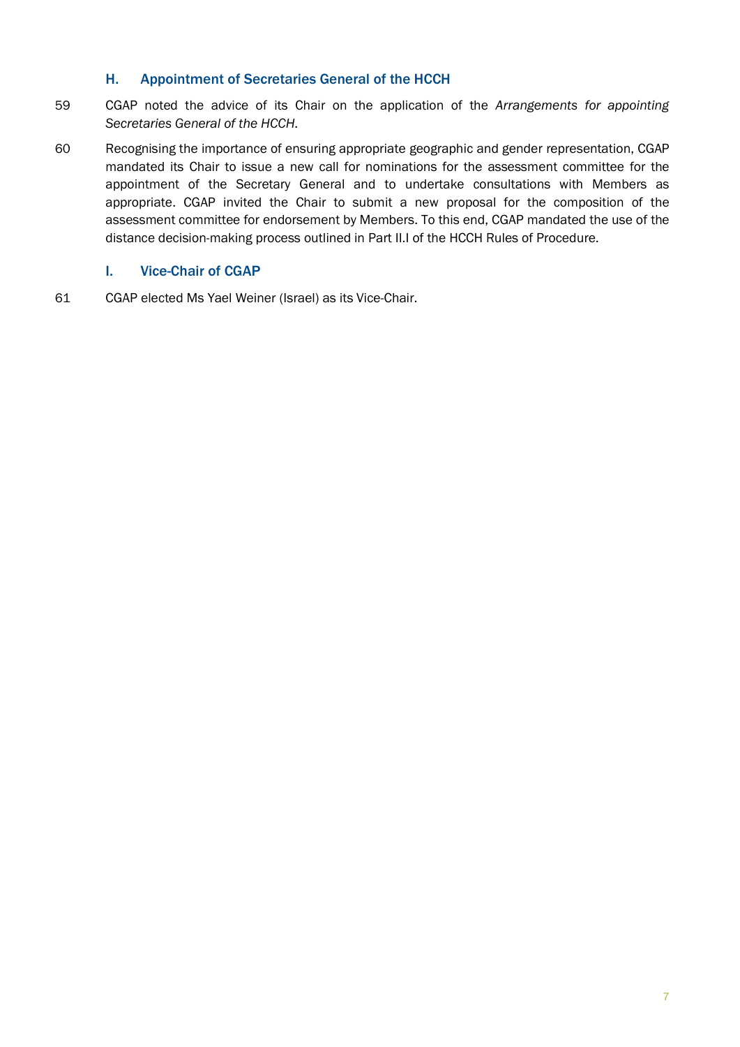## H. Appointment of Secretaries General of the HCCH

59 CGAP noted the advice of its Chair on the application of the *Arrangements for appointing Secretaries General of the HCCH*.

60 Recognising the importance of ensuring appropriate geographic and gender representation, CGAP mandated its Chair to issue a new call for nominations for the assessment committee for the appointment of the Secretary General and to undertake consultations with Members as appropriate. CGAP invited the Chair to submit a new proposal for the composition of the assessment committee for endorsement by Members. To this end, CGAP mandated the use of the distance decision-making process outlined in Part II.I of the HCCH Rules of Procedure.

## I. Vice-Chair of CGAP

61 CGAP elected Ms Yael Weiner (Israel) as its Vice-Chair.